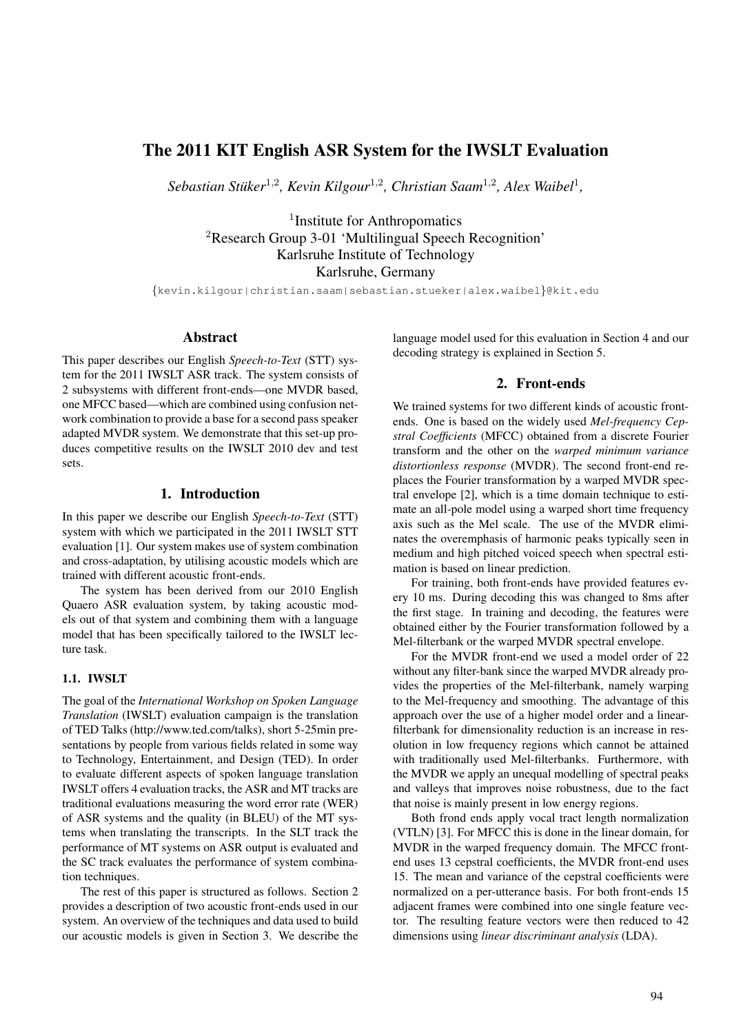# The 2011 KIT English ASR System for the IWSLT Evaluation

*Sebastian Stüker[1,2], Kevin Kilgour[1,2], Christian Saam[1,2], Alex Waibel[1],*

[1]Institute for Anthropomatics
[2]Research Group 3-01 'Multilingual Speech Recognition'
Karlsruhe Institute of Technology
Karlsruhe, Germany

{kevin.kilgour|christian.saam|sebastian.stueker|alex.waibel}@kit.edu

## Abstract

This paper describes our English *Speech-to-Text* (STT) system for the 2011 IWSLT ASR track. The system consists of 2 subsystems with different front-ends—one MVDR based, one MFCC based—which are combined using confusion network combination to provide a base for a second pass speaker adapted MVDR system. We demonstrate that this set-up produces competitive results on the IWSLT 2010 dev and test sets.

## 1. Introduction

In this paper we describe our English *Speech-to-Text* (STT) system with which we participated in the 2011 IWSLT STT evaluation [1]. Our system makes use of system combination and cross-adaptation, by utilising acoustic models which are trained with different acoustic front-ends.

The system has been derived from our 2010 English Quaero ASR evaluation system, by taking acoustic models out of that system and combining them with a language model that has been specifically tailored to the IWSLT lecture task.

### 1.1. IWSLT

The goal of the *International Workshop on Spoken Language Translation* (IWSLT) evaluation campaign is the translation of TED Talks (http://www.ted.com/talks), short 5-25min presentations by people from various fields related in some way to Technology, Entertainment, and Design (TED). In order to evaluate different aspects of spoken language translation IWSLT offers 4 evaluation tracks, the ASR and MT tracks are traditional evaluations measuring the word error rate (WER) of ASR systems and the quality (in BLEU) of the MT systems when translating the transcripts. In the SLT track the performance of MT systems on ASR output is evaluated and the SC track evaluates the performance of system combination techniques.

The rest of this paper is structured as follows. Section 2 provides a description of two acoustic front-ends used in our system. An overview of the techniques and data used to build our acoustic models is given in Section 3. We describe the language model used for this evaluation in Section 4 and our decoding strategy is explained in Section 5.

## 2. Front-ends

We trained systems for two different kinds of acoustic front-ends. One is based on the widely used *Mel-frequency Cepstral Coefficients* (MFCC) obtained from a discrete Fourier transform and the other on the *warped minimum variance distortionless response* (MVDR). The second front-end replaces the Fourier transformation by a warped MVDR spectral envelope [2], which is a time domain technique to estimate an all-pole model using a warped short time frequency axis such as the Mel scale. The use of the MVDR eliminates the overemphasis of harmonic peaks typically seen in medium and high pitched voiced speech when spectral estimation is based on linear prediction.

For training, both front-ends have provided features every 10 ms. During decoding this was changed to 8ms after the first stage. In training and decoding, the features were obtained either by the Fourier transformation followed by a Mel-filterbank or the warped MVDR spectral envelope.

For the MVDR front-end we used a model order of 22 without any filter-bank since the warped MVDR already provides the properties of the Mel-filterbank, namely warping to the Mel-frequency and smoothing. The advantage of this approach over the use of a higher model order and a linear-filterbank for dimensionality reduction is an increase in resolution in low frequency regions which cannot be attained with traditionally used Mel-filterbanks. Furthermore, with the MVDR we apply an unequal modelling of spectral peaks and valleys that improves noise robustness, due to the fact that noise is mainly present in low energy regions.

Both frond ends apply vocal tract length normalization (VTLN) [3]. For MFCC this is done in the linear domain, for MVDR in the warped frequency domain. The MFCC front-end uses 13 cepstral coefficients, the MVDR front-end uses 15. The mean and variance of the cepstral coefficients were normalized on a per-utterance basis. For both front-ends 15 adjacent frames were combined into one single feature vector. The resulting feature vectors were then reduced to 42 dimensions using *linear discriminant analysis* (LDA).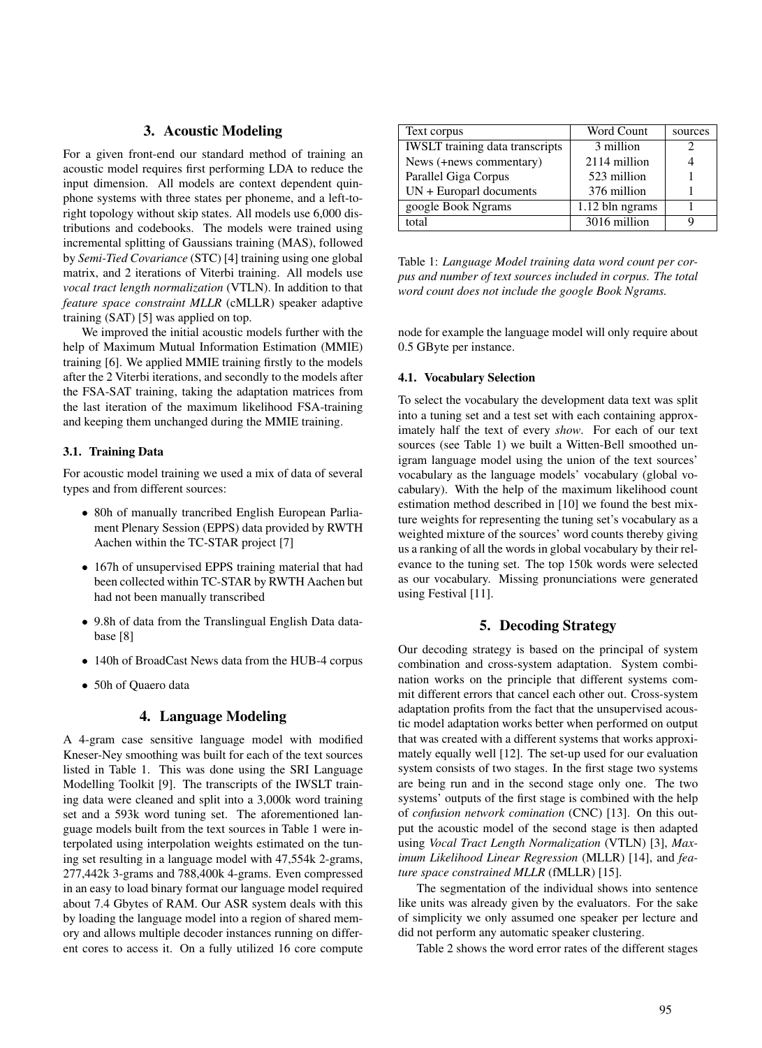## 3. Acoustic Modeling

For a given front-end our standard method of training an acoustic model requires first performing LDA to reduce the input dimension. All models are context dependent quinphone systems with three states per phoneme, and a left-to-right topology without skip states. All models use 6,000 distributions and codebooks. The models were trained using incremental splitting of Gaussians training (MAS), followed by *Semi-Tied Covariance* (STC) [4] training using one global matrix, and 2 iterations of Viterbi training. All models use *vocal tract length normalization* (VTLN). In addition to that *feature space constraint MLLR* (cMLLR) speaker adaptive training (SAT) [5] was applied on top.

We improved the initial acoustic models further with the help of Maximum Mutual Information Estimation (MMIE) training [6]. We applied MMIE training firstly to the models after the 2 Viterbi iterations, and secondly to the models after the FSA-SAT training, taking the adaptation matrices from the last iteration of the maximum likelihood FSA-training and keeping them unchanged during the MMIE training.

### 3.1. Training Data

For acoustic model training we used a mix of data of several types and from different sources:

- 80h of manually trancribed English European Parliament Plenary Session (EPPS) data provided by RWTH Aachen within the TC-STAR project [7]
- 167h of unsupervised EPPS training material that had been collected within TC-STAR by RWTH Aachen but had not been manually transcribed
- 9.8h of data from the Translingual English Data database [8]
- 140h of BroadCast News data from the HUB-4 corpus
- 50h of Quaero data

## 4. Language Modeling

A 4-gram case sensitive language model with modified Kneser-Ney smoothing was built for each of the text sources listed in Table 1. This was done using the SRI Language Modelling Toolkit [9]. The transcripts of the IWSLT training data were cleaned and split into a 3,000k word training set and a 593k word tuning set. The aforementioned language models built from the text sources in Table 1 were interpolated using interpolation weights estimated on the tuning set resulting in a language model with 47,554k 2-grams, 277,442k 3-grams and 788,400k 4-grams. Even compressed in an easy to load binary format our language model required about 7.4 Gbytes of RAM. Our ASR system deals with this by loading the language model into a region of shared memory and allows multiple decoder instances running on different cores to access it. On a fully utilized 16 core compute node for example the language model will only require about 0.5 GByte per instance.

| Text corpus | Word Count | sources |
|---|---|---|
| IWSLT training data transcripts | 3 million | 2 |
| News (+news commentary) | 2114 million | 4 |
| Parallel Giga Corpus | 523 million | 1 |
| UN + Europarl documents | 376 million | 1 |
| google Book Ngrams | 1.12 bln ngrams | 1 |
| total | 3016 million | 9 |

Table 1: *Language Model training data word count per corpus and number of text sources included in corpus. The total word count does not include the google Book Ngrams.*

### 4.1. Vocabulary Selection

To select the vocabulary the development data text was split into a tuning set and a test set with each containing approximately half the text of every *show*. For each of our text sources (see Table 1) we built a Witten-Bell smoothed unigram language model using the union of the text sources' vocabulary as the language models' vocabulary (global vocabulary). With the help of the maximum likelihood count estimation method described in [10] we found the best mixture weights for representing the tuning set's vocabulary as a weighted mixture of the sources' word counts thereby giving us a ranking of all the words in global vocabulary by their relevance to the tuning set. The top 150k words were selected as our vocabulary. Missing pronunciations were generated using Festival [11].

## 5. Decoding Strategy

Our decoding strategy is based on the principal of system combination and cross-system adaptation. System combination works on the principle that different systems commit different errors that cancel each other out. Cross-system adaptation profits from the fact that the unsupervised acoustic model adaptation works better when performed on output that was created with a different systems that works approximately equally well [12]. The set-up used for our evaluation system consists of two stages. In the first stage two systems are being run and in the second stage only one. The two systems' outputs of the first stage is combined with the help of *confusion network comination* (CNC) [13]. On this output the acoustic model of the second stage is then adapted using *Vocal Tract Length Normalization* (VTLN) [3], *Maximum Likelihood Linear Regression* (MLLR) [14], and *feature space constrained MLLR* (fMLLR) [15].

The segmentation of the individual shows into sentence like units was already given by the evaluators. For the sake of simplicity we only assumed one speaker per lecture and did not perform any automatic speaker clustering.

Table 2 shows the word error rates of the different stages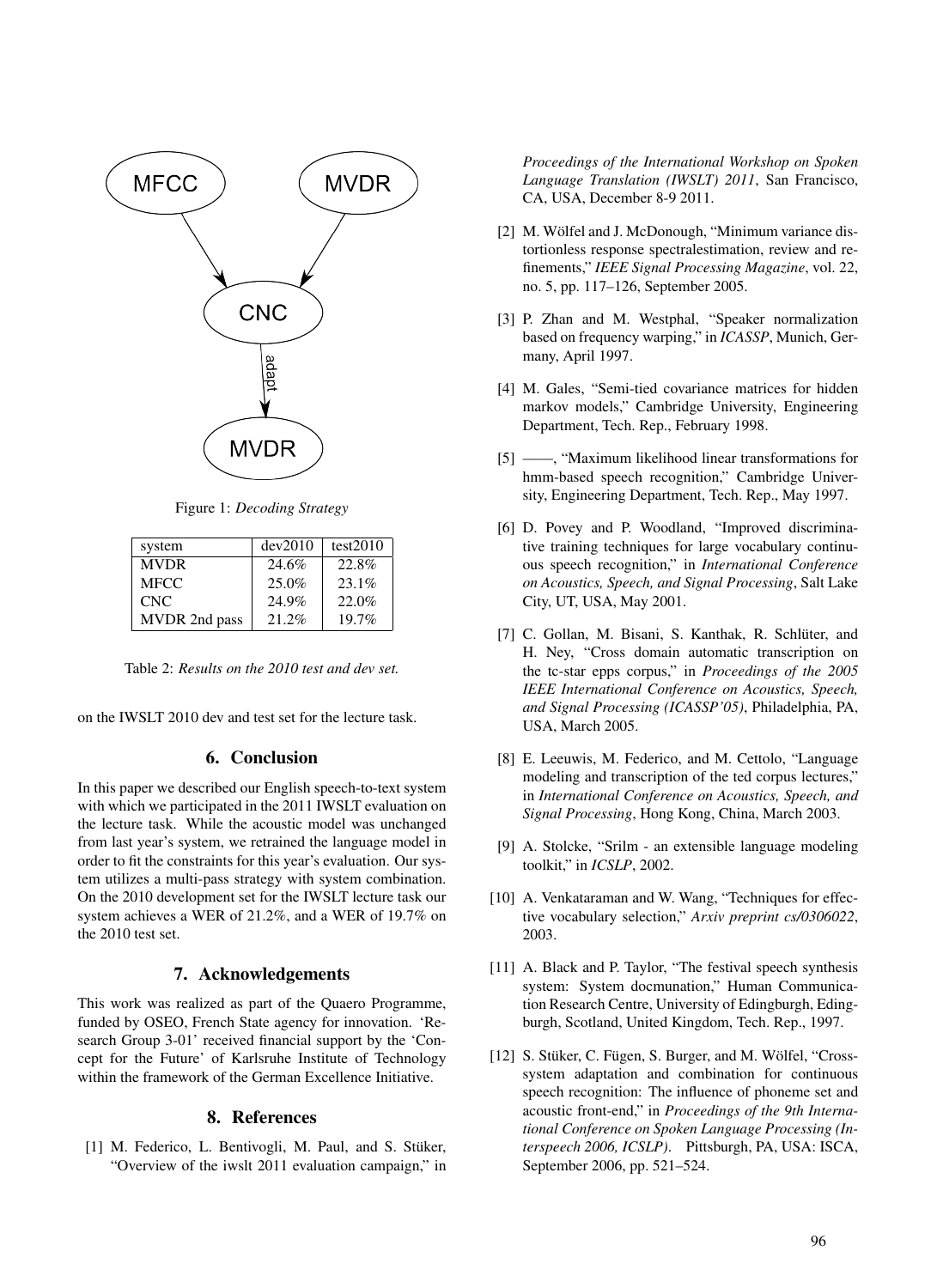Figure 1: *Decoding Strategy*

| system | dev2010 | test2010 |
| --- | --- | --- |
| MVDR | 24.6% | 22.8% |
| MFCC | 25.0% | 23.1% |
| CNC | 24.9% | 22.0% |
| MVDR 2nd pass | 21.2% | 19.7% |

Table 2: *Results on the 2010 test and dev set.*

on the IWSLT 2010 dev and test set for the lecture task.

## 6. Conclusion

In this paper we described our English speech-to-text system with which we participated in the 2011 IWSLT evaluation on the lecture task. While the acoustic model was unchanged from last year's system, we retrained the language model in order to fit the constraints for this year's evaluation. Our system utilizes a multi-pass strategy with system combination. On the 2010 development set for the IWSLT lecture task our system achieves a WER of 21.2%, and a WER of 19.7% on the 2010 test set.

## 7. Acknowledgements

This work was realized as part of the Quaero Programme, funded by OSEO, French State agency for innovation. 'Research Group 3-01' received financial support by the 'Concept for the Future' of Karlsruhe Institute of Technology within the framework of the German Excellence Initiative.

## 8. References

[1] M. Federico, L. Bentivogli, M. Paul, and S. Stüker, "Overview of the iwslt 2011 evaluation campaign," in *Proceedings of the International Workshop on Spoken Language Translation (IWSLT) 2011*, San Francisco, CA, USA, December 8-9 2011.

[2] M. Wölfel and J. McDonough, "Minimum variance distortionless response spectralestimation, review and refinements," *IEEE Signal Processing Magazine*, vol. 22, no. 5, pp. 117–126, September 2005.

[3] P. Zhan and M. Westphal, "Speaker normalization based on frequency warping," in *ICASSP*, Munich, Germany, April 1997.

[4] M. Gales, "Semi-tied covariance matrices for hidden markov models," Cambridge University, Engineering Department, Tech. Rep., February 1998.

[5] ——, "Maximum likelihood linear transformations for hmm-based speech recognition," Cambridge University, Engineering Department, Tech. Rep., May 1997.

[6] D. Povey and P. Woodland, "Improved discriminative training techniques for large vocabulary continuous speech recognition," in *International Conference on Acoustics, Speech, and Signal Processing*, Salt Lake City, UT, USA, May 2001.

[7] C. Gollan, M. Bisani, S. Kanthak, R. Schlüter, and H. Ney, "Cross domain automatic transcription on the tc-star epps corpus," in *Proceedings of the 2005 IEEE International Conference on Acoustics, Speech, and Signal Processing (ICASSP'05)*, Philadelphia, PA, USA, March 2005.

[8] E. Leeuwis, M. Federico, and M. Cettolo, "Language modeling and transcription of the ted corpus lectures," in *International Conference on Acoustics, Speech, and Signal Processing*, Hong Kong, China, March 2003.

[9] A. Stolcke, "Srilm - an extensible language modeling toolkit," in *ICSLP*, 2002.

[10] A. Venkataraman and W. Wang, "Techniques for effective vocabulary selection," *Arxiv preprint cs/0306022*, 2003.

[11] A. Black and P. Taylor, "The festival speech synthesis system: System docmunation," Human Communication Research Centre, University of Edingburgh, Edingburgh, Scotland, United Kingdom, Tech. Rep., 1997.

[12] S. Stüker, C. Fügen, S. Burger, and M. Wölfel, "Cross-system adaptation and combination for continuous speech recognition: The influence of phoneme set and acoustic front-end," in *Proceedings of the 9th International Conference on Spoken Language Processing (Interspeech 2006, ICSLP)*. Pittsburgh, PA, USA: ISCA, September 2006, pp. 521–524.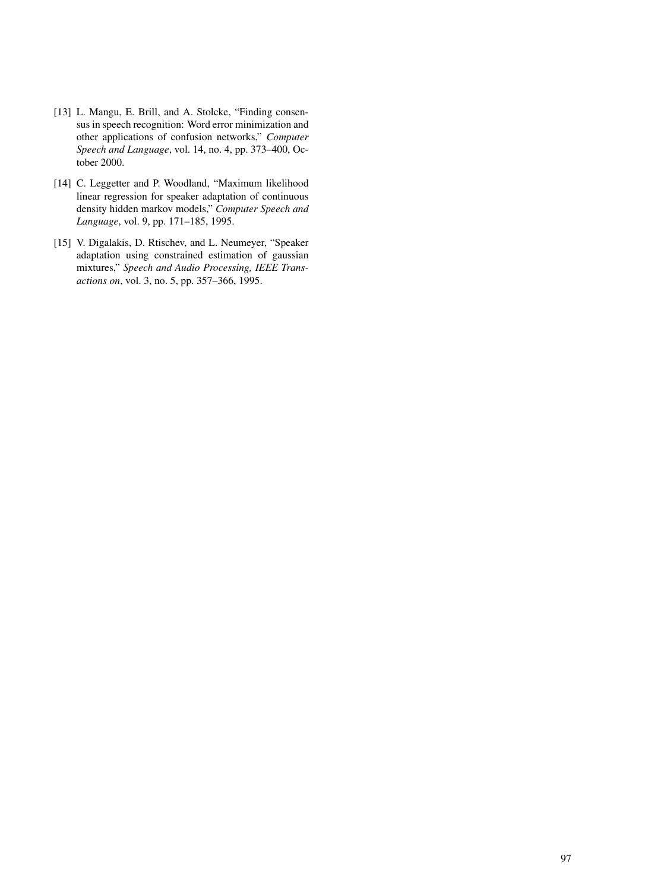[13] L. Mangu, E. Brill, and A. Stolcke, “Finding consensus in speech recognition: Word error minimization and other applications of confusion networks,” *Computer Speech and Language*, vol. 14, no. 4, pp. 373–400, October 2000.

[14] C. Leggetter and P. Woodland, “Maximum likelihood linear regression for speaker adaptation of continuous density hidden markov models,” *Computer Speech and Language*, vol. 9, pp. 171–185, 1995.

[15] V. Digalakis, D. Rtischev, and L. Neumeyer, “Speaker adaptation using constrained estimation of gaussian mixtures,” *Speech and Audio Processing, IEEE Transactions on*, vol. 3, no. 5, pp. 357–366, 1995.